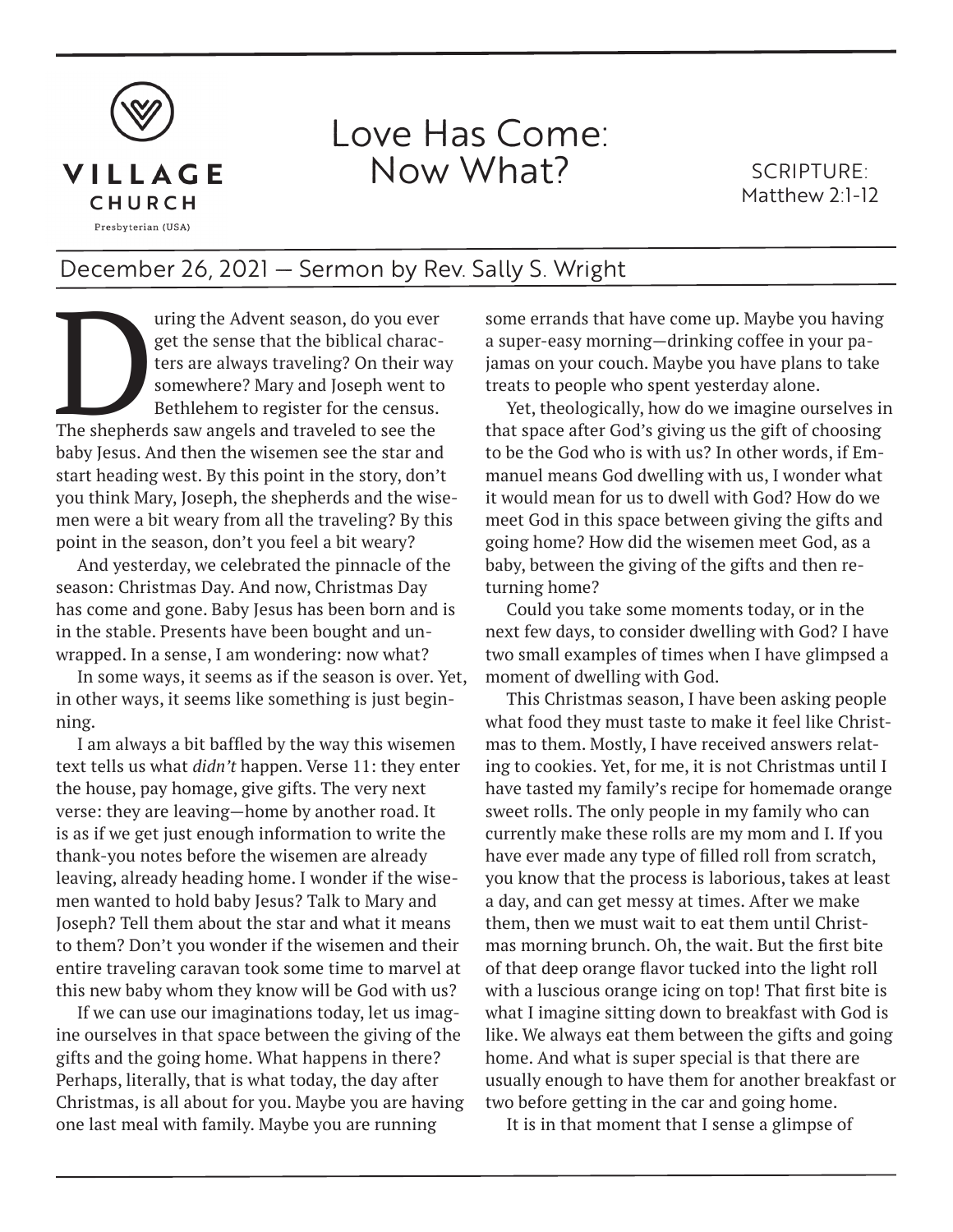VILLAGE CHURCH

Presbyterian (USA)

# Love Has Come: Now What?

SCRIPTURE: Matthew 2:1-12

## December 26, 2021 — Sermon by Rev. Sally S. Wright

During the Advent season, do you ever get the sense that the biblical characters are always traveling? On their way somewhere? Mary and Joseph went to Bethlehem to register for the census. The shepherds saw angels and traveled to see the baby Jesus. And then the wisemen see the star and start heading west. By this point in the story, don't you think Mary, Joseph, the shepherds and the wisemen were a bit weary from all the traveling? By this point in the season, don't you feel a bit weary?

And yesterday, we celebrated the pinnacle of the season: Christmas Day. And now, Christmas Day has come and gone. Baby Jesus has been born and is in the stable. Presents have been bought and unwrapped. In a sense, I am wondering: now what?

In some ways, it seems as if the season is over. Yet, in other ways, it seems like something is just beginning.

I am always a bit baffled by the way this wisemen text tells us what *didn't* happen. Verse 11: they enter the house, pay homage, give gifts. The very next verse: they are leaving—home by another road. It is as if we get just enough information to write the thank-you notes before the wisemen are already leaving, already heading home. I wonder if the wisemen wanted to hold baby Jesus? Talk to Mary and Joseph? Tell them about the star and what it means to them? Don't you wonder if the wisemen and their entire traveling caravan took some time to marvel at this new baby whom they know will be God with us?

If we can use our imaginations today, let us imagine ourselves in that space between the giving of the gifts and the going home. What happens in there? Perhaps, literally, that is what today, the day after Christmas, is all about for you. Maybe you are having one last meal with family. Maybe you are running some errands that have come up. Maybe you having a super-easy morning—drinking coffee in your pajamas on your couch. Maybe you have plans to take treats to people who spent yesterday alone.

Yet, theologically, how do we imagine ourselves in that space after God's giving us the gift of choosing to be the God who is with us? In other words, if Emmanuel means God dwelling with us, I wonder what it would mean for us to dwell with God? How do we meet God in this space between giving the gifts and going home? How did the wisemen meet God, as a baby, between the giving of the gifts and then returning home?

Could you take some moments today, or in the next few days, to consider dwelling with God? I have two small examples of times when I have glimpsed a moment of dwelling with God.

This Christmas season, I have been asking people what food they must taste to make it feel like Christmas to them. Mostly, I have received answers relating to cookies. Yet, for me, it is not Christmas until I have tasted my family's recipe for homemade orange sweet rolls. The only people in my family who can currently make these rolls are my mom and I. If you have ever made any type of filled roll from scratch, you know that the process is laborious, takes at least a day, and can get messy at times. After we make them, then we must wait to eat them until Christmas morning brunch. Oh, the wait. But the first bite of that deep orange flavor tucked into the light roll with a luscious orange icing on top! That first bite is what I imagine sitting down to breakfast with God is like. We always eat them between the gifts and going home. And what is super special is that there are usually enough to have them for another breakfast or two before getting in the car and going home.

It is in that moment that I sense a glimpse of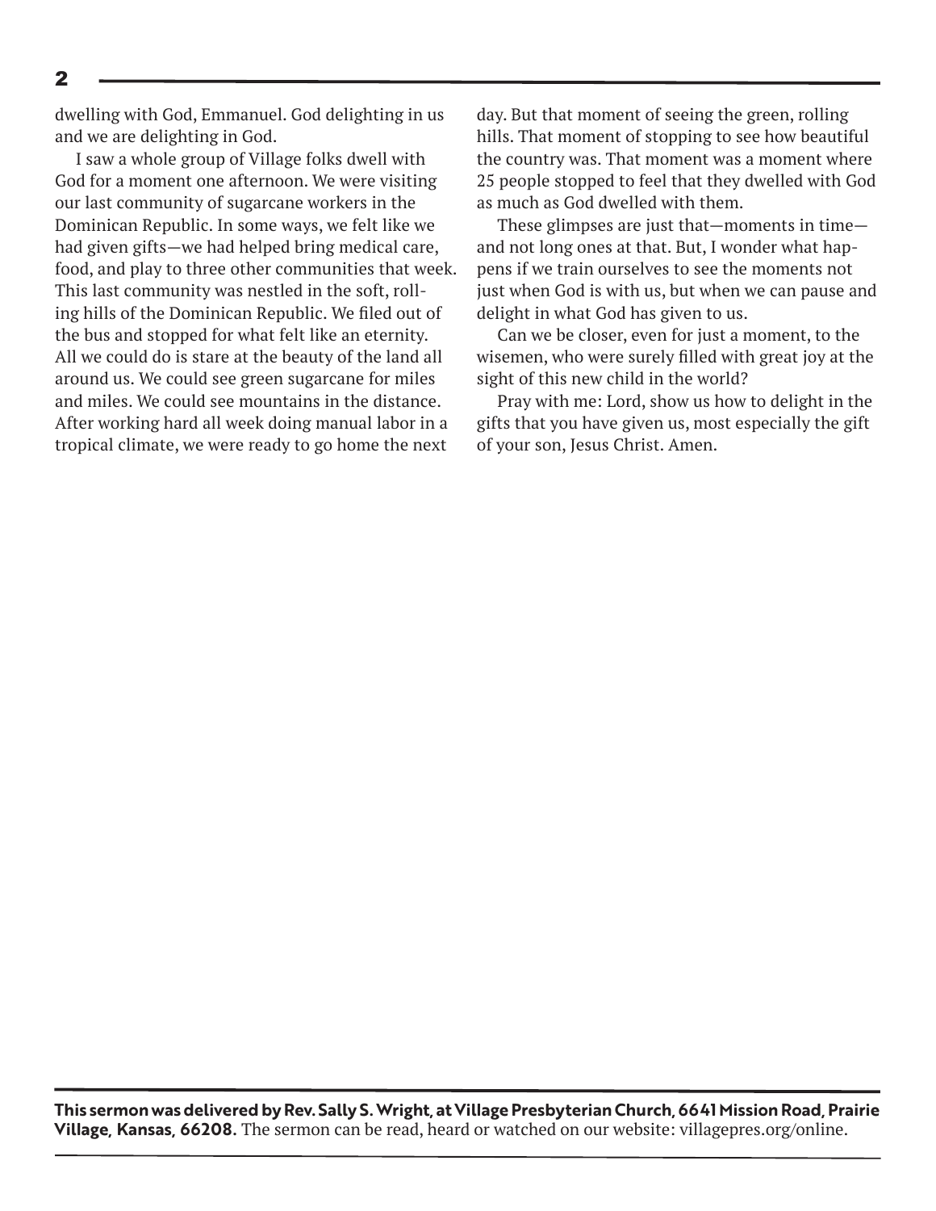dwelling with God, Emmanuel. God delighting in us and we are delighting in God.

I saw a whole group of Village folks dwell with God for a moment one afternoon. We were visiting our last community of sugarcane workers in the Dominican Republic. In some ways, we felt like we had given gifts—we had helped bring medical care, food, and play to three other communities that week. This last community was nestled in the soft, rolling hills of the Dominican Republic. We filed out of the bus and stopped for what felt like an eternity. All we could do is stare at the beauty of the land all around us. We could see green sugarcane for miles and miles. We could see mountains in the distance. After working hard all week doing manual labor in a tropical climate, we were ready to go home the next day. But that moment of seeing the green, rolling hills. That moment of stopping to see how beautiful the country was. That moment was a moment where 25 people stopped to feel that they dwelled with God as much as God dwelled with them.

These glimpses are just that—moments in time—and not long ones at that. But, I wonder what happens if we train ourselves to see the moments not just when God is with us, but when we can pause and delight in what God has given to us.

Can we be closer, even for just a moment, to the wisemen, who were surely filled with great joy at the sight of this new child in the world?

Pray with me: Lord, show us how to delight in the gifts that you have given us, most especially the gift of your son, Jesus Christ. Amen.

---

**This sermon was delivered by Rev. Sally S. Wright, at Village Presbyterian Church, 6641 Mission Road, Prairie Village, Kansas, 66208.** The sermon can be read, heard or watched on our website: villagepres.org/online.